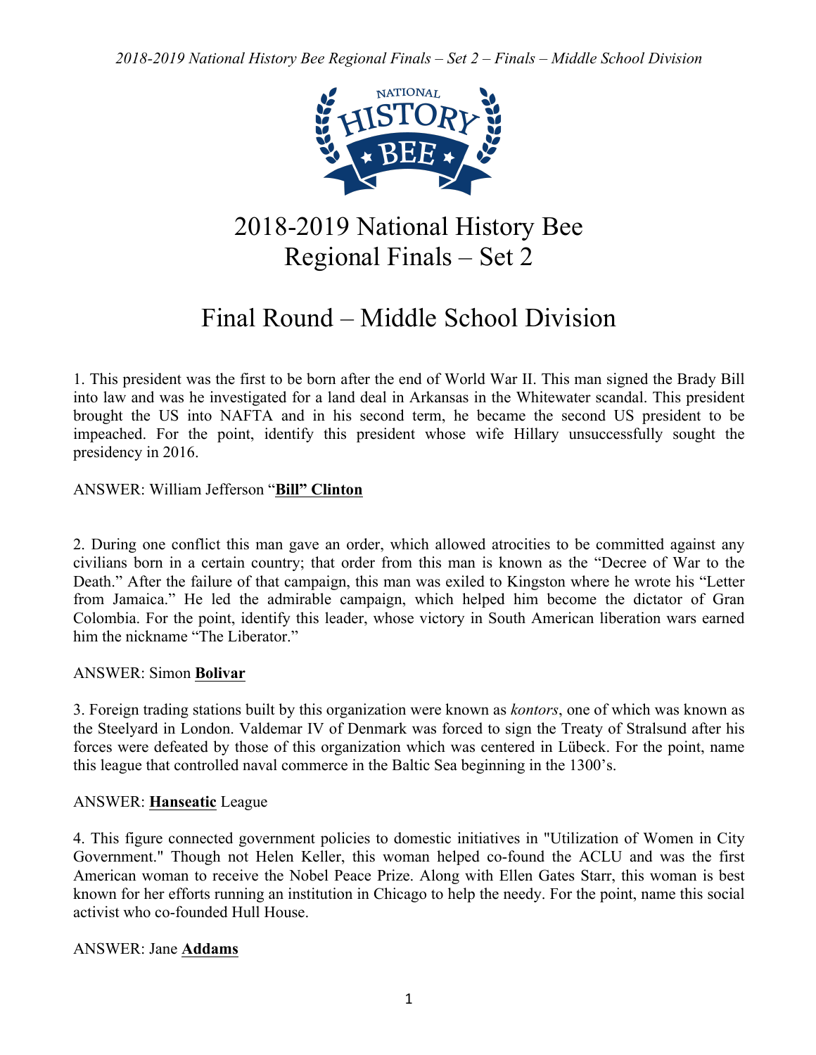# 2018-2019 National History Bee Regional Finals – Set 2

# Final Round – Middle School Division

1. This president was the first to be born after the end of World War II. This man signed the Brady Bill into law and was he investigated for a land deal in Arkansas in the Whitewater scandal. This president brought the US into NAFTA and in his second term, he became the second US president to be impeached. For the point, identify this president whose wife Hillary unsuccessfully sought the presidency in 2016.

ANSWER: William Jefferson "**Bill" Clinton**

2. During one conflict this man gave an order, which allowed atrocities to be committed against any civilians born in a certain country; that order from this man is known as the "Decree of War to the Death." After the failure of that campaign, this man was exiled to Kingston where he wrote his "Letter from Jamaica." He led the admirable campaign, which helped him become the dictator of Gran Colombia. For the point, identify this leader, whose victory in South American liberation wars earned him the nickname "The Liberator."

ANSWER: Simon **Bolivar**

3. Foreign trading stations built by this organization were known as *kontors*, one of which was known as the Steelyard in London. Valdemar IV of Denmark was forced to sign the Treaty of Stralsund after his forces were defeated by those of this organization which was centered in Lübeck. For the point, name this league that controlled naval commerce in the Baltic Sea beginning in the 1300's.

ANSWER: **Hanseatic** League

4. This figure connected government policies to domestic initiatives in "Utilization of Women in City Government." Though not Helen Keller, this woman helped co-found the ACLU and was the first American woman to receive the Nobel Peace Prize. Along with Ellen Gates Starr, this woman is best known for her efforts running an institution in Chicago to help the needy. For the point, name this social activist who co-founded Hull House.

ANSWER: Jane **Addams**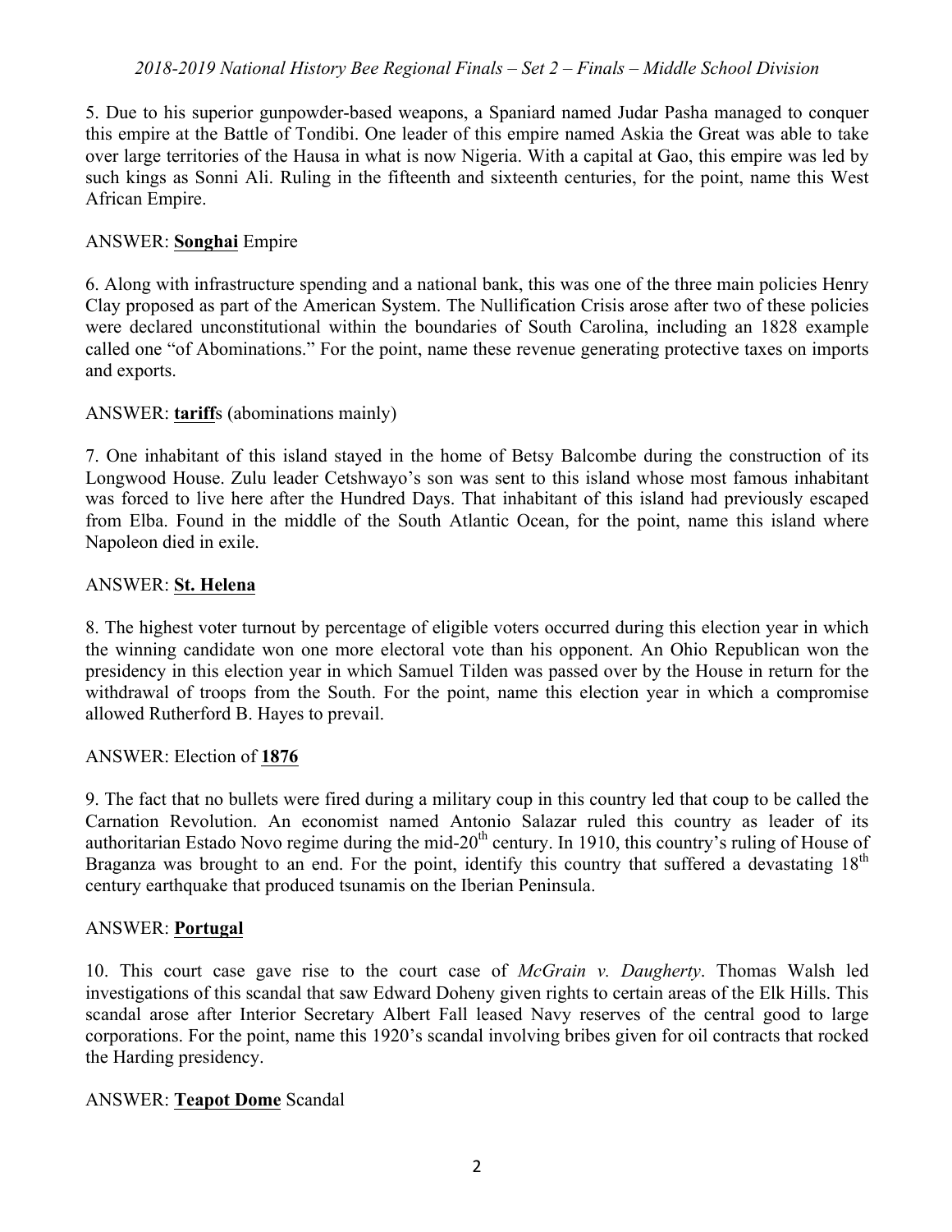5. Due to his superior gunpowder-based weapons, a Spaniard named Judar Pasha managed to conquer this empire at the Battle of Tondibi. One leader of this empire named Askia the Great was able to take over large territories of the Hausa in what is now Nigeria. With a capital at Gao, this empire was led by such kings as Sonni Ali. Ruling in the fifteenth and sixteenth centuries, for the point, name this West African Empire.

ANSWER: **Songhai** Empire

6. Along with infrastructure spending and a national bank, this was one of the three main policies Henry Clay proposed as part of the American System. The Nullification Crisis arose after two of these policies were declared unconstitutional within the boundaries of South Carolina, including an 1828 example called one "of Abominations." For the point, name these revenue generating protective taxes on imports and exports.

ANSWER: **tariff**s (abominations mainly)

7. One inhabitant of this island stayed in the home of Betsy Balcombe during the construction of its Longwood House. Zulu leader Cetshwayo's son was sent to this island whose most famous inhabitant was forced to live here after the Hundred Days. That inhabitant of this island had previously escaped from Elba. Found in the middle of the South Atlantic Ocean, for the point, name this island where Napoleon died in exile.

ANSWER: **St. Helena**

8. The highest voter turnout by percentage of eligible voters occurred during this election year in which the winning candidate won one more electoral vote than his opponent. An Ohio Republican won the presidency in this election year in which Samuel Tilden was passed over by the House in return for the withdrawal of troops from the South. For the point, name this election year in which a compromise allowed Rutherford B. Hayes to prevail.

ANSWER: Election of **1876**

9. The fact that no bullets were fired during a military coup in this country led that coup to be called the Carnation Revolution. An economist named Antonio Salazar ruled this country as leader of its authoritarian Estado Novo regime during the mid-20th century. In 1910, this country's ruling of House of Braganza was brought to an end. For the point, identify this country that suffered a devastating 18th century earthquake that produced tsunamis on the Iberian Peninsula.

ANSWER: **Portugal**

10. This court case gave rise to the court case of *McGrain v. Daugherty*. Thomas Walsh led investigations of this scandal that saw Edward Doheny given rights to certain areas of the Elk Hills. This scandal arose after Interior Secretary Albert Fall leased Navy reserves of the central good to large corporations. For the point, name this 1920's scandal involving bribes given for oil contracts that rocked the Harding presidency.

ANSWER: **Teapot Dome** Scandal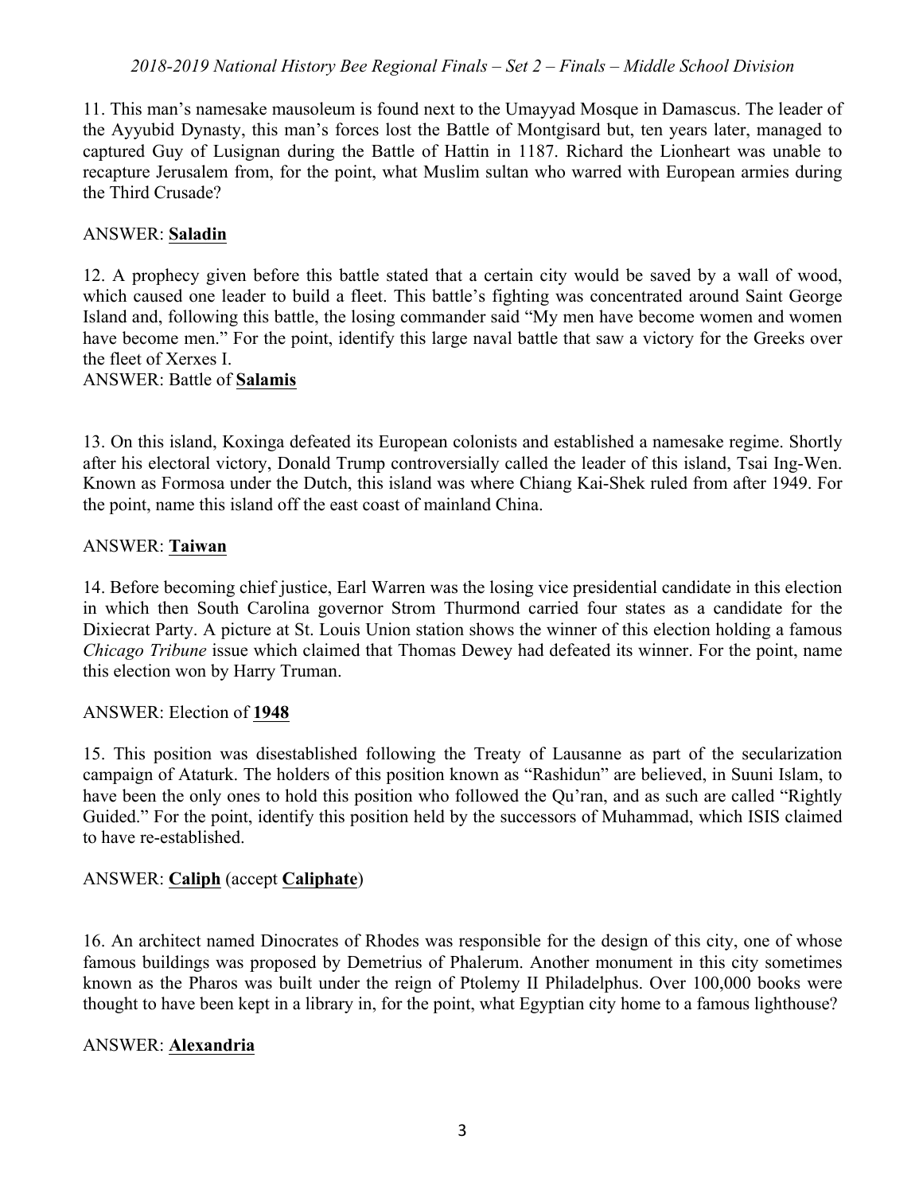11. This man's namesake mausoleum is found next to the Umayyad Mosque in Damascus. The leader of the Ayyubid Dynasty, this man's forces lost the Battle of Montgisard but, ten years later, managed to captured Guy of Lusignan during the Battle of Hattin in 1187. Richard the Lionheart was unable to recapture Jerusalem from, for the point, what Muslim sultan who warred with European armies during the Third Crusade?

ANSWER: **Saladin**

12. A prophecy given before this battle stated that a certain city would be saved by a wall of wood, which caused one leader to build a fleet. This battle's fighting was concentrated around Saint George Island and, following this battle, the losing commander said "My men have become women and women have become men." For the point, identify this large naval battle that saw a victory for the Greeks over the fleet of Xerxes I.

ANSWER: Battle of **Salamis**

13. On this island, Koxinga defeated its European colonists and established a namesake regime. Shortly after his electoral victory, Donald Trump controversially called the leader of this island, Tsai Ing-Wen. Known as Formosa under the Dutch, this island was where Chiang Kai-Shek ruled from after 1949. For the point, name this island off the east coast of mainland China.

ANSWER: **Taiwan**

14. Before becoming chief justice, Earl Warren was the losing vice presidential candidate in this election in which then South Carolina governor Strom Thurmond carried four states as a candidate for the Dixiecrat Party. A picture at St. Louis Union station shows the winner of this election holding a famous *Chicago Tribune* issue which claimed that Thomas Dewey had defeated its winner. For the point, name this election won by Harry Truman.

ANSWER: Election of **1948**

15. This position was disestablished following the Treaty of Lausanne as part of the secularization campaign of Ataturk. The holders of this position known as "Rashidun" are believed, in Suuni Islam, to have been the only ones to hold this position who followed the Qu'ran, and as such are called "Rightly Guided." For the point, identify this position held by the successors of Muhammad, which ISIS claimed to have re-established.

ANSWER: **Caliph** (accept **Caliphate**)

16. An architect named Dinocrates of Rhodes was responsible for the design of this city, one of whose famous buildings was proposed by Demetrius of Phalerum. Another monument in this city sometimes known as the Pharos was built under the reign of Ptolemy II Philadelphus. Over 100,000 books were thought to have been kept in a library in, for the point, what Egyptian city home to a famous lighthouse?

ANSWER: **Alexandria**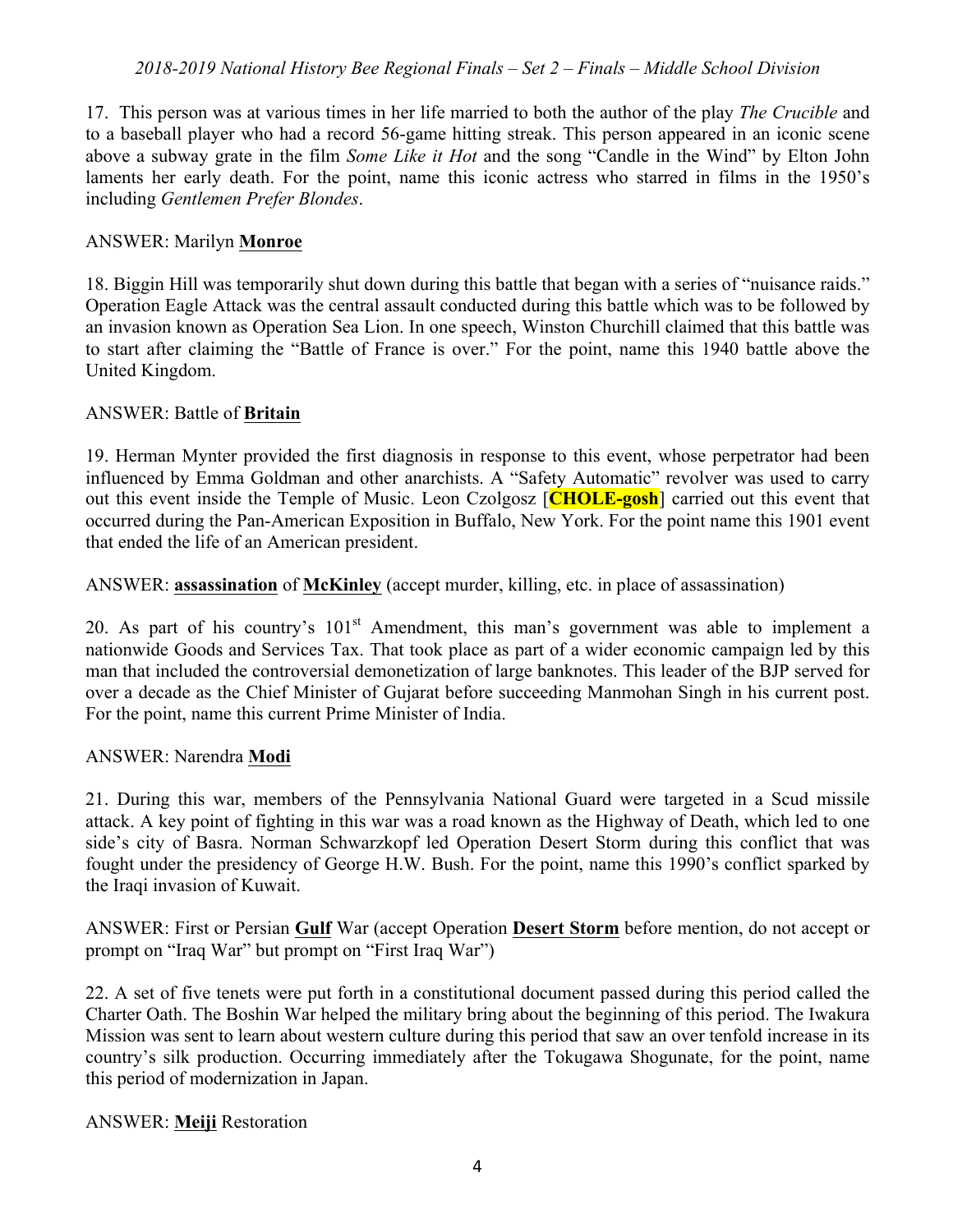17. This person was at various times in her life married to both the author of the play *The Crucible* and to a baseball player who had a record 56-game hitting streak. This person appeared in an iconic scene above a subway grate in the film *Some Like it Hot* and the song "Candle in the Wind" by Elton John laments her early death. For the point, name this iconic actress who starred in films in the 1950's including *Gentlemen Prefer Blondes*.

ANSWER: Marilyn **Monroe**

18. Biggin Hill was temporarily shut down during this battle that began with a series of "nuisance raids." Operation Eagle Attack was the central assault conducted during this battle which was to be followed by an invasion known as Operation Sea Lion. In one speech, Winston Churchill claimed that this battle was to start after claiming the "Battle of France is over." For the point, name this 1940 battle above the United Kingdom.

ANSWER: Battle of **Britain**

19. Herman Mynter provided the first diagnosis in response to this event, whose perpetrator had been influenced by Emma Goldman and other anarchists. A "Safety Automatic" revolver was used to carry out this event inside the Temple of Music. Leon Czolgosz [**CHOLE-gosh**] carried out this event that occurred during the Pan-American Exposition in Buffalo, New York. For the point name this 1901 event that ended the life of an American president.

ANSWER: **assassination** of **McKinley** (accept murder, killing, etc. in place of assassination)

20. As part of his country's 101st Amendment, this man's government was able to implement a nationwide Goods and Services Tax. That took place as part of a wider economic campaign led by this man that included the controversial demonetization of large banknotes. This leader of the BJP served for over a decade as the Chief Minister of Gujarat before succeeding Manmohan Singh in his current post. For the point, name this current Prime Minister of India.

ANSWER: Narendra **Modi**

21. During this war, members of the Pennsylvania National Guard were targeted in a Scud missile attack. A key point of fighting in this war was a road known as the Highway of Death, which led to one side's city of Basra. Norman Schwarzkopf led Operation Desert Storm during this conflict that was fought under the presidency of George H.W. Bush. For the point, name this 1990's conflict sparked by the Iraqi invasion of Kuwait.

ANSWER: First or Persian **Gulf** War (accept Operation **Desert Storm** before mention, do not accept or prompt on "Iraq War" but prompt on "First Iraq War")

22. A set of five tenets were put forth in a constitutional document passed during this period called the Charter Oath. The Boshin War helped the military bring about the beginning of this period. The Iwakura Mission was sent to learn about western culture during this period that saw an over tenfold increase in its country's silk production. Occurring immediately after the Tokugawa Shogunate, for the point, name this period of modernization in Japan.

ANSWER: **Meiji** Restoration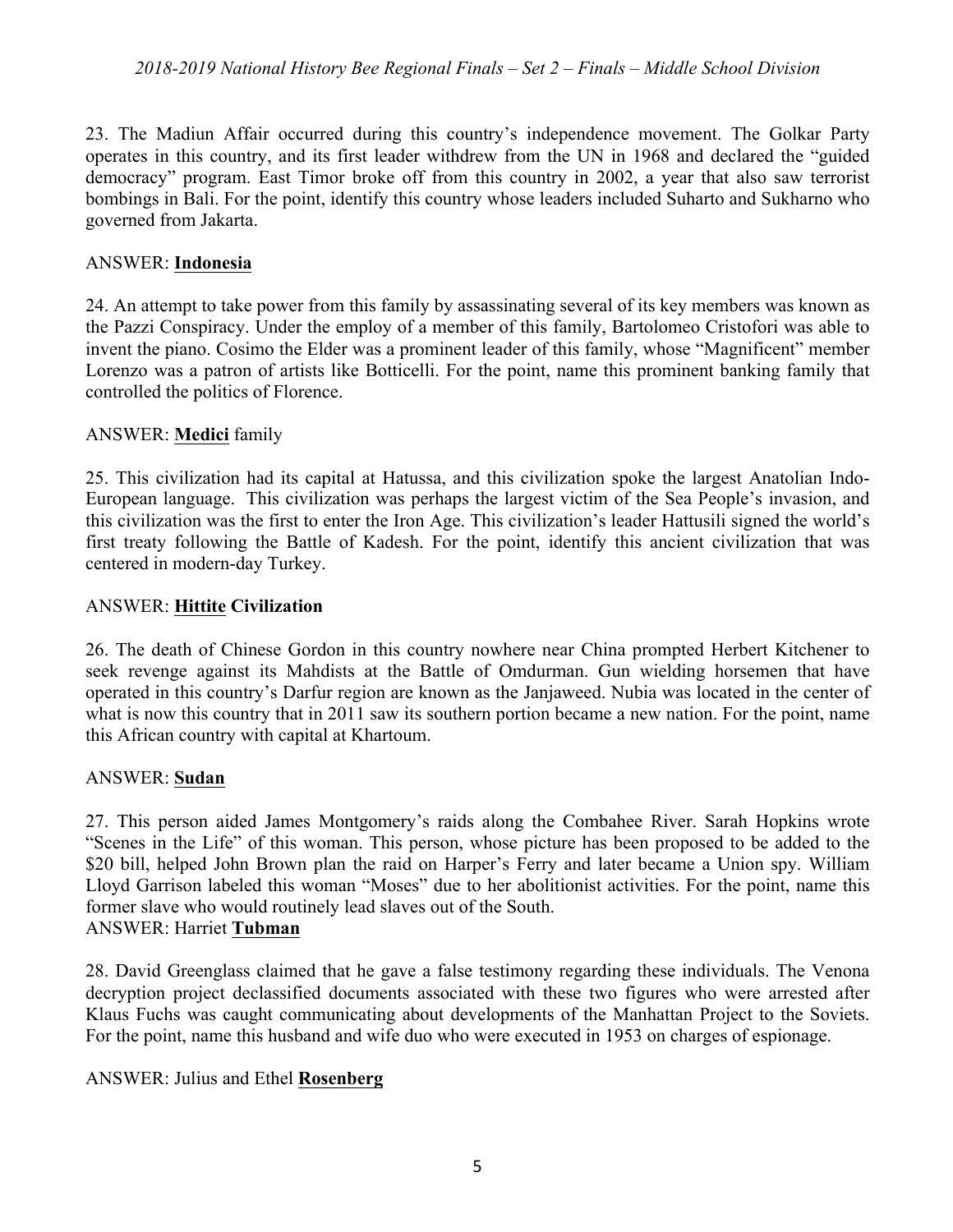23. The Madiun Affair occurred during this country's independence movement. The Golkar Party operates in this country, and its first leader withdrew from the UN in 1968 and declared the "guided democracy" program. East Timor broke off from this country in 2002, a year that also saw terrorist bombings in Bali. For the point, identify this country whose leaders included Suharto and Sukharno who governed from Jakarta.

ANSWER: **Indonesia**

24. An attempt to take power from this family by assassinating several of its key members was known as the Pazzi Conspiracy. Under the employ of a member of this family, Bartolomeo Cristofori was able to invent the piano. Cosimo the Elder was a prominent leader of this family, whose "Magnificent" member Lorenzo was a patron of artists like Botticelli. For the point, name this prominent banking family that controlled the politics of Florence.

ANSWER: **Medici** family

25. This civilization had its capital at Hatussa, and this civilization spoke the largest Anatolian Indo-European language. This civilization was perhaps the largest victim of the Sea People's invasion, and this civilization was the first to enter the Iron Age. This civilization's leader Hattusili signed the world's first treaty following the Battle of Kadesh. For the point, identify this ancient civilization that was centered in modern-day Turkey.

ANSWER: **Hittite Civilization**

26. The death of Chinese Gordon in this country nowhere near China prompted Herbert Kitchener to seek revenge against its Mahdists at the Battle of Omdurman. Gun wielding horsemen that have operated in this country's Darfur region are known as the Janjaweed. Nubia was located in the center of what is now this country that in 2011 saw its southern portion became a new nation. For the point, name this African country with capital at Khartoum.

ANSWER: **Sudan**

27. This person aided James Montgomery's raids along the Combahee River. Sarah Hopkins wrote "Scenes in the Life" of this woman. This person, whose picture has been proposed to be added to the $20 bill, helped John Brown plan the raid on Harper's Ferry and later became a Union spy. William Lloyd Garrison labeled this woman "Moses" due to her abolitionist activities. For the point, name this former slave who would routinely lead slaves out of the South.

ANSWER: Harriet **Tubman**

28. David Greenglass claimed that he gave a false testimony regarding these individuals. The Venona decryption project declassified documents associated with these two figures who were arrested after Klaus Fuchs was caught communicating about developments of the Manhattan Project to the Soviets. For the point, name this husband and wife duo who were executed in 1953 on charges of espionage.

ANSWER: Julius and Ethel **Rosenberg**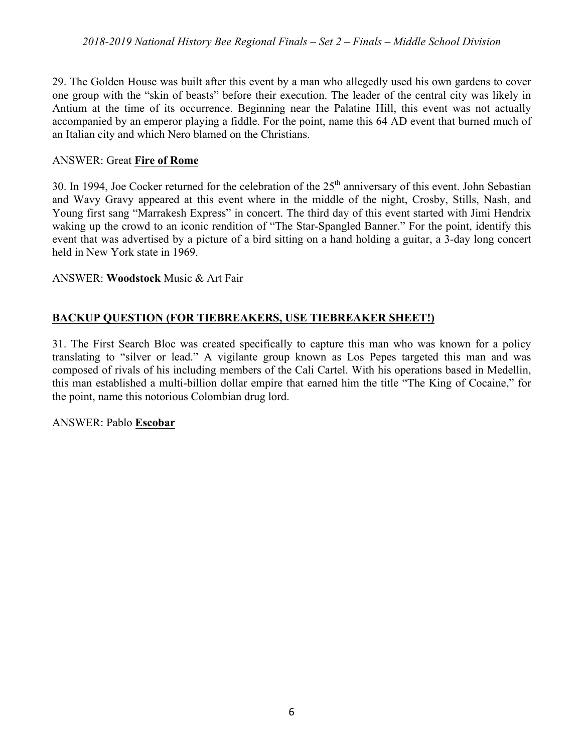29. The Golden House was built after this event by a man who allegedly used his own gardens to cover one group with the "skin of beasts" before their execution. The leader of the central city was likely in Antium at the time of its occurrence. Beginning near the Palatine Hill, this event was not actually accompanied by an emperor playing a fiddle. For the point, name this 64 AD event that burned much of an Italian city and which Nero blamed on the Christians.

ANSWER: Great **Fire of Rome**

30. In 1994, Joe Cocker returned for the celebration of the 25th anniversary of this event. John Sebastian and Wavy Gravy appeared at this event where in the middle of the night, Crosby, Stills, Nash, and Young first sang "Marrakesh Express" in concert. The third day of this event started with Jimi Hendrix waking up the crowd to an iconic rendition of "The Star-Spangled Banner." For the point, identify this event that was advertised by a picture of a bird sitting on a hand holding a guitar, a 3-day long concert held in New York state in 1969.

ANSWER: **Woodstock** Music & Art Fair

**BACKUP QUESTION (FOR TIEBREAKERS, USE TIEBREAKER SHEET!)**

31. The First Search Bloc was created specifically to capture this man who was known for a policy translating to "silver or lead." A vigilante group known as Los Pepes targeted this man and was composed of rivals of his including members of the Cali Cartel. With his operations based in Medellin, this man established a multi-billion dollar empire that earned him the title "The King of Cocaine," for the point, name this notorious Colombian drug lord.

ANSWER: Pablo **Escobar**